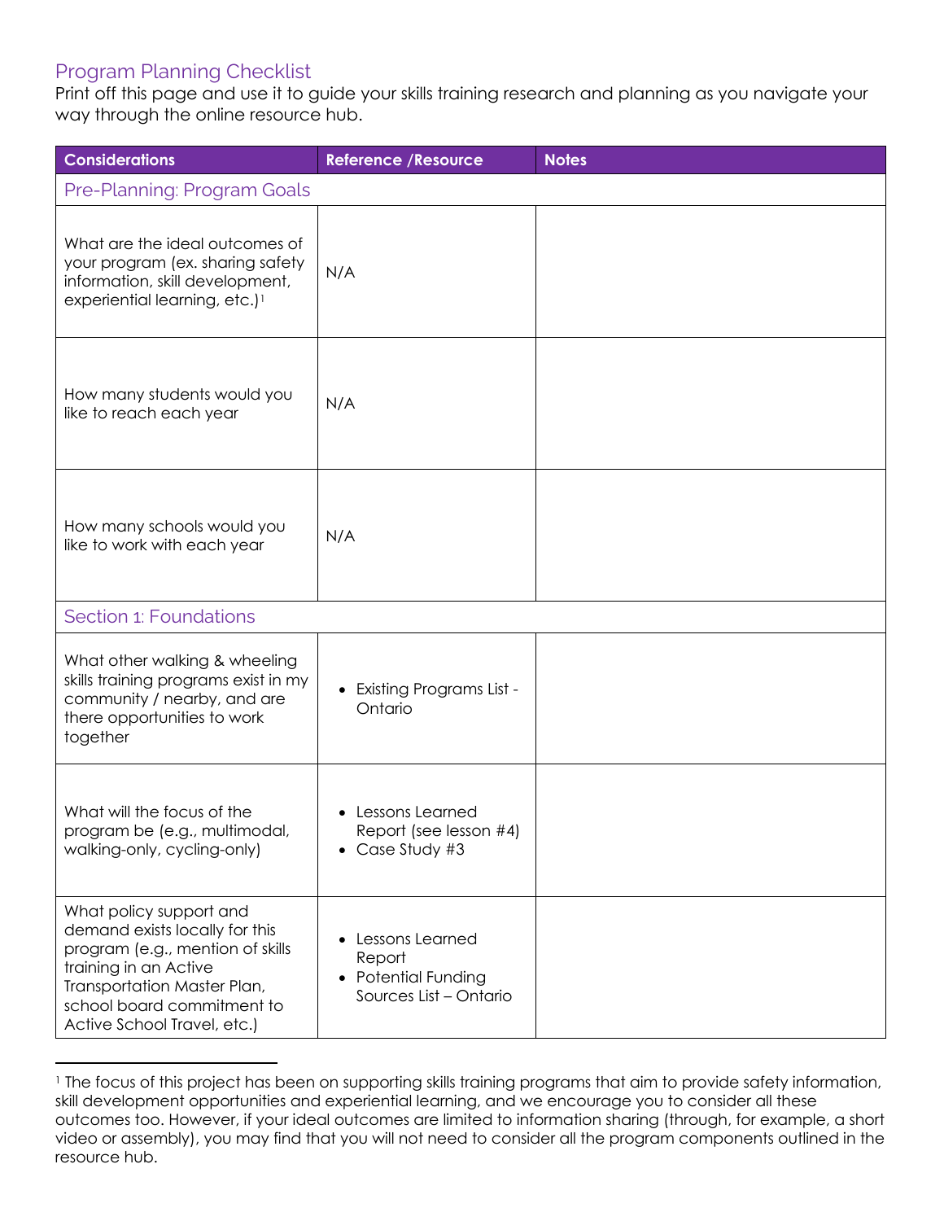## Program Planning Checklist

Print off this page and use it to guide your skills training research and planning as you navigate your way through the online resource hub.

| Considerations | Reference /Resource | Notes |
|---|---|---|
| **Pre-Planning: Program Goals** | | |
| What are the ideal outcomes of your program (ex. sharing safety information, skill development, experiential learning, etc.)[1] | N/A | |
| How many students would you like to reach each year | N/A | |
| How many schools would you like to work with each year | N/A | |
| **Section 1: Foundations** | | |
| What other walking & wheeling skills training programs exist in my community / nearby, and are there opportunities to work together | • Existing Programs List - Ontario | |
| What will the focus of the program be (e.g., multimodal, walking-only, cycling-only) | • Lessons Learned Report (see lesson #4)<br>• Case Study #3 | |
| What policy support and demand exists locally for this program (e.g., mention of skills training in an Active Transportation Master Plan, school board commitment to Active School Travel, etc.) | • Lessons Learned Report<br>• Potential Funding Sources List – Ontario | |

[1] The focus of this project has been on supporting skills training programs that aim to provide safety information, skill development opportunities and experiential learning, and we encourage you to consider all these outcomes too. However, if your ideal outcomes are limited to information sharing (through, for example, a short video or assembly), you may find that you will not need to consider all the program components outlined in the resource hub.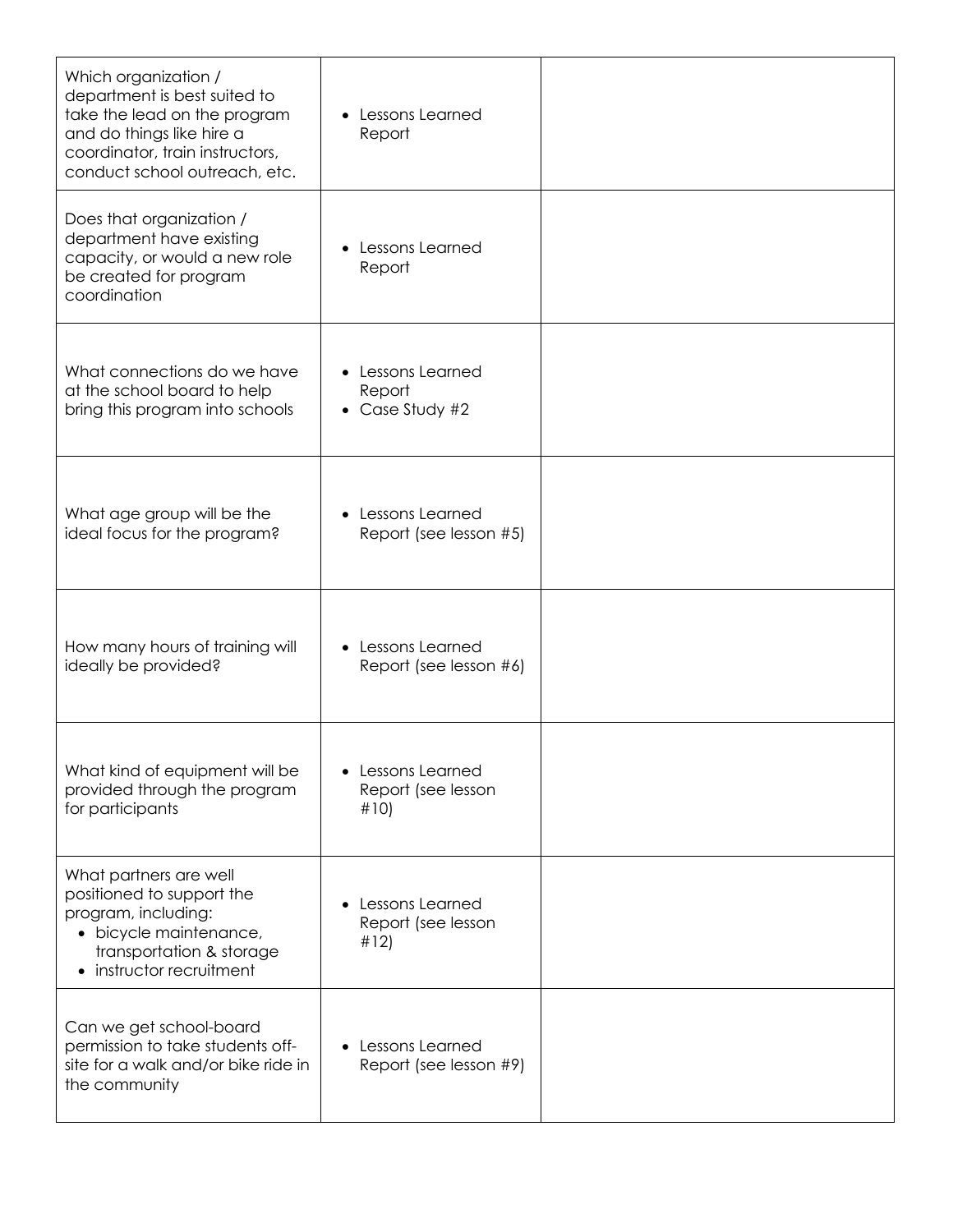| | | |
|---|---|---|
| Which organization / department is best suited to take the lead on the program and do things like hire a coordinator, train instructors, conduct school outreach, etc. | • Lessons Learned Report | |
| Does that organization / department have existing capacity, or would a new role be created for program coordination | • Lessons Learned Report | |
| What connections do we have at the school board to help bring this program into schools | • Lessons Learned Report<br>• Case Study #2 | |
| What age group will be the ideal focus for the program? | • Lessons Learned Report (see lesson #5) | |
| How many hours of training will ideally be provided? | • Lessons Learned Report (see lesson #6) | |
| What kind of equipment will be provided through the program for participants | • Lessons Learned Report (see lesson #10) | |
| What partners are well positioned to support the program, including:<br>• bicycle maintenance, transportation & storage<br>• instructor recruitment | • Lessons Learned Report (see lesson #12) | |
| Can we get school-board permission to take students off-site for a walk and/or bike ride in the community | • Lessons Learned Report (see lesson #9) | |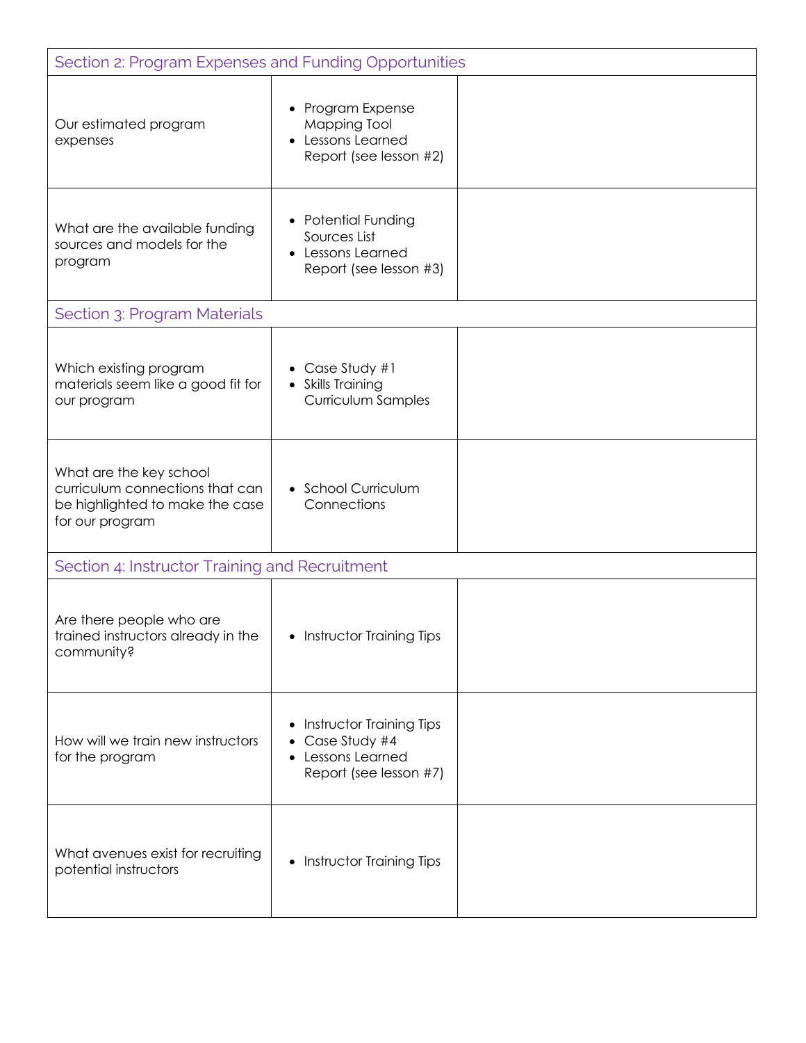| Section 2: Program Expenses and Funding Opportunities | | |
| --- | --- | --- |
| Our estimated program expenses | • Program Expense Mapping Tool<br>• Lessons Learned Report (see lesson #2) | |
| What are the available funding sources and models for the program | • Potential Funding Sources List<br>• Lessons Learned Report (see lesson #3) | |
| Section 3: Program Materials | | |
| Which existing program materials seem like a good fit for our program | • Case Study #1<br>• Skills Training Curriculum Samples | |
| What are the key school curriculum connections that can be highlighted to make the case for our program | • School Curriculum Connections | |
| Section 4: Instructor Training and Recruitment | | |
| Are there people who are trained instructors already in the community? | • Instructor Training Tips | |
| How will we train new instructors for the program | • Instructor Training Tips<br>• Case Study #4<br>• Lessons Learned Report (see lesson #7) | |
| What avenues exist for recruiting potential instructors | • Instructor Training Tips | |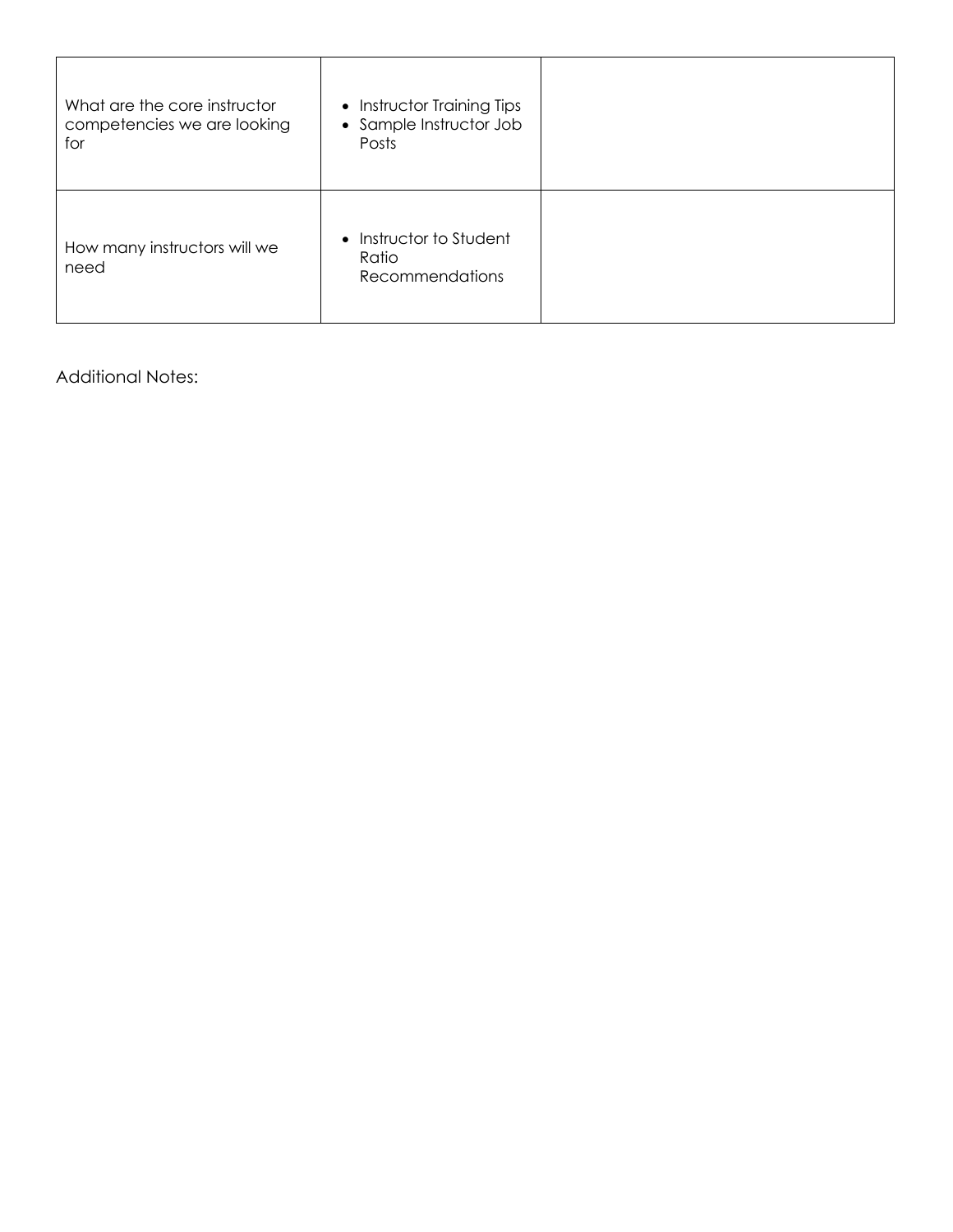| | | |
|---|---|---|
| What are the core instructor competencies we are looking for | • Instructor Training Tips<br>• Sample Instructor Job Posts | |
| How many instructors will we need | • Instructor to Student Ratio Recommendations | |

Additional Notes: